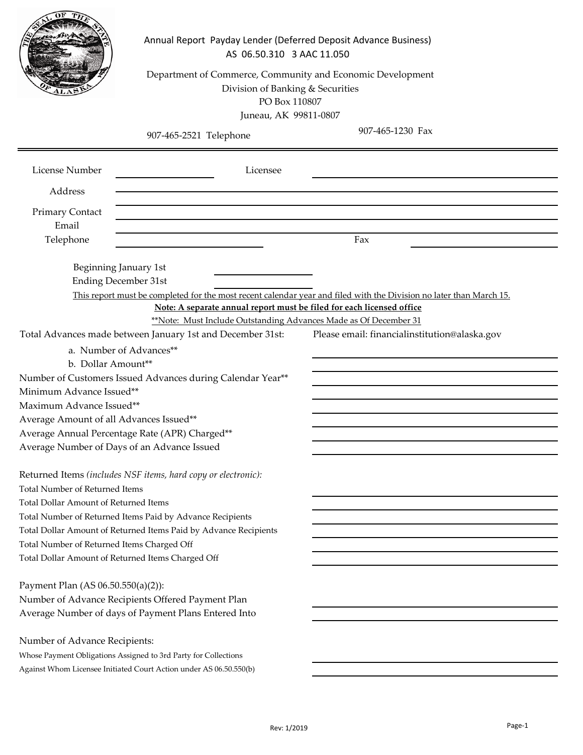# Annual Report Payday Lender (Deferred Deposit Advance Business)

AS 06.50.310 3 AAC 11.050

Department of Commerce, Community and Economic Development
Division of Banking & Securities
PO Box 110807
Juneau, AK 99811-0807

907-465-2521 Telephone

907-465-1230 Fax

---

License Number ____________ Licensee ____________________________

Address ____________________________________________

Primary Contact ____________________________________________

Email ____________________________________________

Telephone ____________________ Fax ____________________

Beginning January 1st
Ending December 31st ____________________

This report must be completed for the most recent calendar year and filed with the Division no later than March 15.

**Note: A separate annual report must be filed for each licensed office**

**Note: Must Include Outstanding Advances Made as Of December 31

Total Advances made between January 1st and December 31st: Please email: financialinstitution@alaska.gov

a. Number of Advances** ____________________

b. Dollar Amount** ____________________

Number of Customers Issued Advances during Calendar Year** ____________________

Minimum Advance Issued** ____________________

Maximum Advance Issued** ____________________

Average Amount of all Advances Issued** ____________________

Average Annual Percentage Rate (APR) Charged** ____________________

Average Number of Days of an Advance Issued ____________________

Returned Items *(includes NSF items, hard copy or electronic):*

Total Number of Returned Items ____________________

Total Dollar Amount of Returned Items ____________________

Total Number of Returned Items Paid by Advance Recipients ____________________

Total Dollar Amount of Returned Items Paid by Advance Recipients ____________________

Total Number of Returned Items Charged Off ____________________

Total Dollar Amount of Returned Items Charged Off ____________________

Payment Plan (AS 06.50.550(a)(2)):

Number of Advance Recipients Offered Payment Plan ____________________

Average Number of days of Payment Plans Entered Into ____________________

Number of Advance Recipients:

Whose Payment Obligations Assigned to 3rd Party for Collections ____________________

Against Whom Licensee Initiated Court Action under AS 06.50.550(b) ____________________

Rev: 1/2019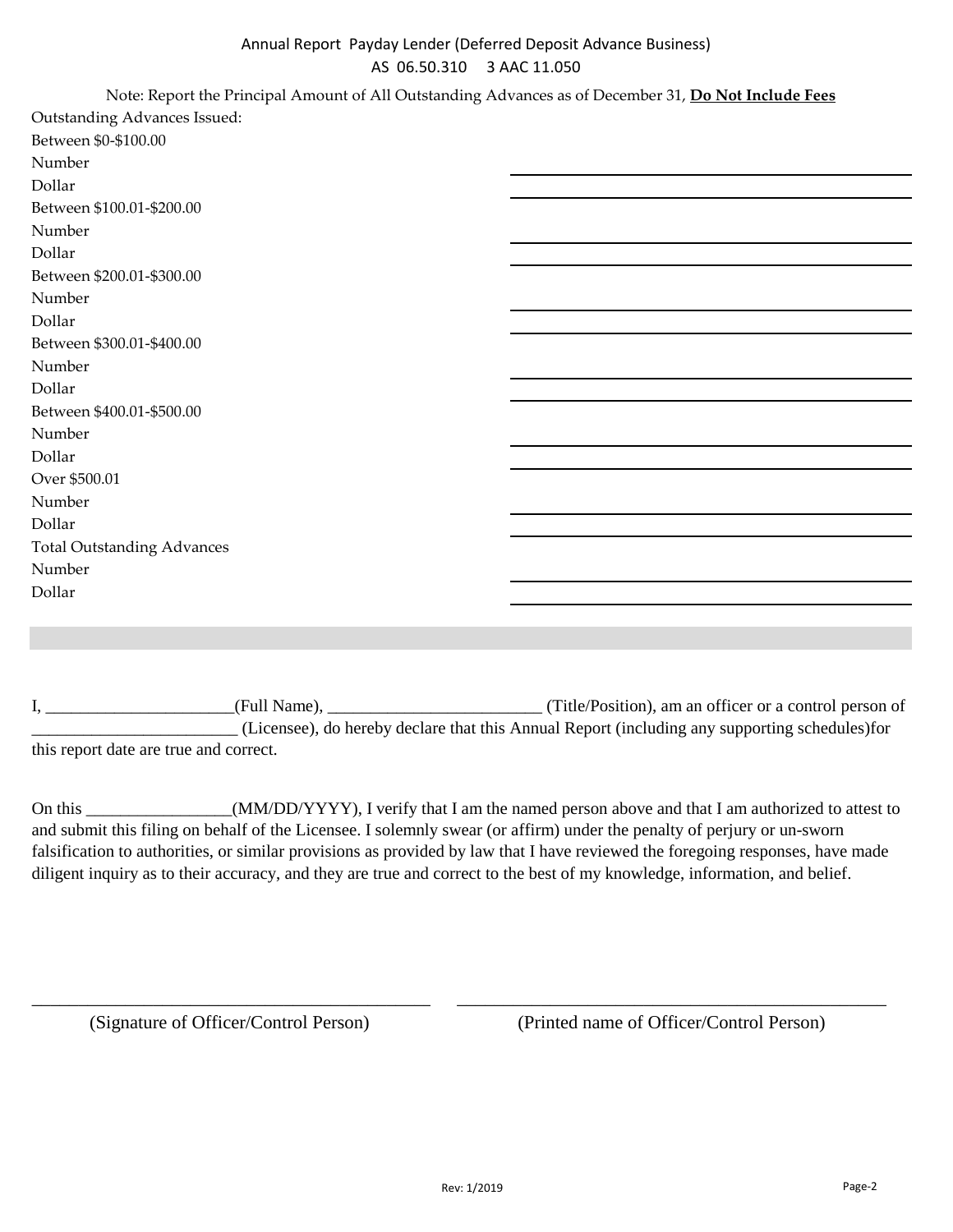Annual Report Payday Lender (Deferred Deposit Advance Business)

AS 06.50.310 3 AAC 11.050

Note: Report the Principal Amount of All Outstanding Advances as of December 31, **Do Not Include Fees**

Outstanding Advances Issued:

| | |
|---|---|
| Between $0-$100.00 | |
| Number | ______________________ |
| Dollar | ______________________ |
| Between $100.01-$200.00 | |
| Number | ______________________ |
| Dollar | ______________________ |
| Between $200.01-$300.00 | |
| Number | ______________________ |
| Dollar | ______________________ |
| Between $300.01-$400.00 | |
| Number | ______________________ |
| Dollar | ______________________ |
| Between $400.01-$500.00 | |
| Number | ______________________ |
| Dollar | ______________________ |
| Over $500.01 | |
| Number | ______________________ |
| Dollar | ______________________ |
| Total Outstanding Advances | |
| Number | ______________________ |
| Dollar | ______________________ |

I, ______________________(Full Name), _________________________ (Title/Position), am an officer or a control person of ________________________ (Licensee), do hereby declare that this Annual Report (including any supporting schedules)for this report date are true and correct.

On this ________________(MM/DD/YYYY), I verify that I am the named person above and that I am authorized to attest to and submit this filing on behalf of the Licensee. I solemnly swear (or affirm) under the penalty of perjury or un-sworn falsification to authorities, or similar provisions as provided by law that I have reviewed the foregoing responses, have made diligent inquiry as to their accuracy, and they are true and correct to the best of my knowledge, information, and belief.

_____________________________________________ (Signature of Officer/Control Person)

_____________________________________________ (Printed name of Officer/Control Person)

Rev: 1/2019